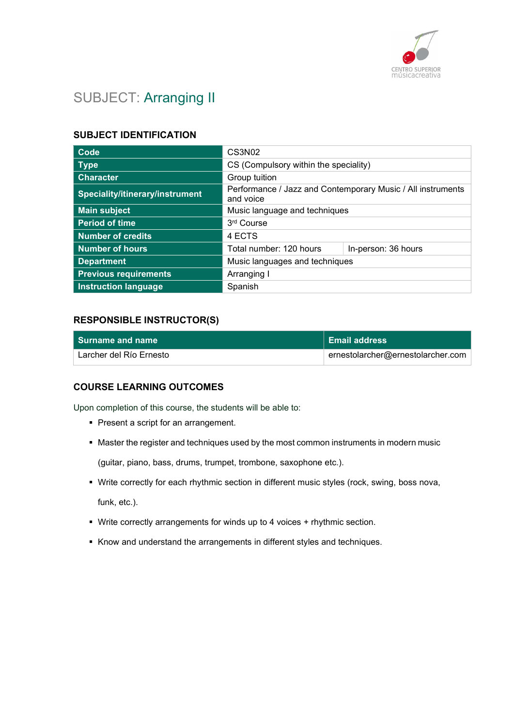# SUBJECT: Arranging II

## SUBJECT IDENTIFICATION

| | | |
|---|---|---|
| **Code** | CS3N02 | |
| **Type** | CS (Compulsory within the speciality) | |
| **Character** | Group tuition | |
| **Speciality/itinerary/instrument** | Performance / Jazz and Contemporary Music / All instruments and voice | |
| **Main subject** | Music language and techniques | |
| **Period of time** | 3rd Course | |
| **Number of credits** | 4 ECTS | |
| **Number of hours** | Total number: 120 hours | In-person: 36 hours |
| **Department** | Music languages and techniques | |
| **Previous requirements** | Arranging I | |
| **Instruction language** | Spanish | |

## RESPONSIBLE INSTRUCTOR(S)

| Surname and name | Email address |
|---|---|
| Larcher del Río Ernesto | ernestolarcher@ernestolarcher.com |

## COURSE LEARNING OUTCOMES

Upon completion of this course, the students will be able to:

- Present a script for an arrangement.
- Master the register and techniques used by the most common instruments in modern music (guitar, piano, bass, drums, trumpet, trombone, saxophone etc.).
- Write correctly for each rhythmic section in different music styles (rock, swing, boss nova, funk, etc.).
- Write correctly arrangements for winds up to 4 voices + rhythmic section.
- Know and understand the arrangements in different styles and techniques.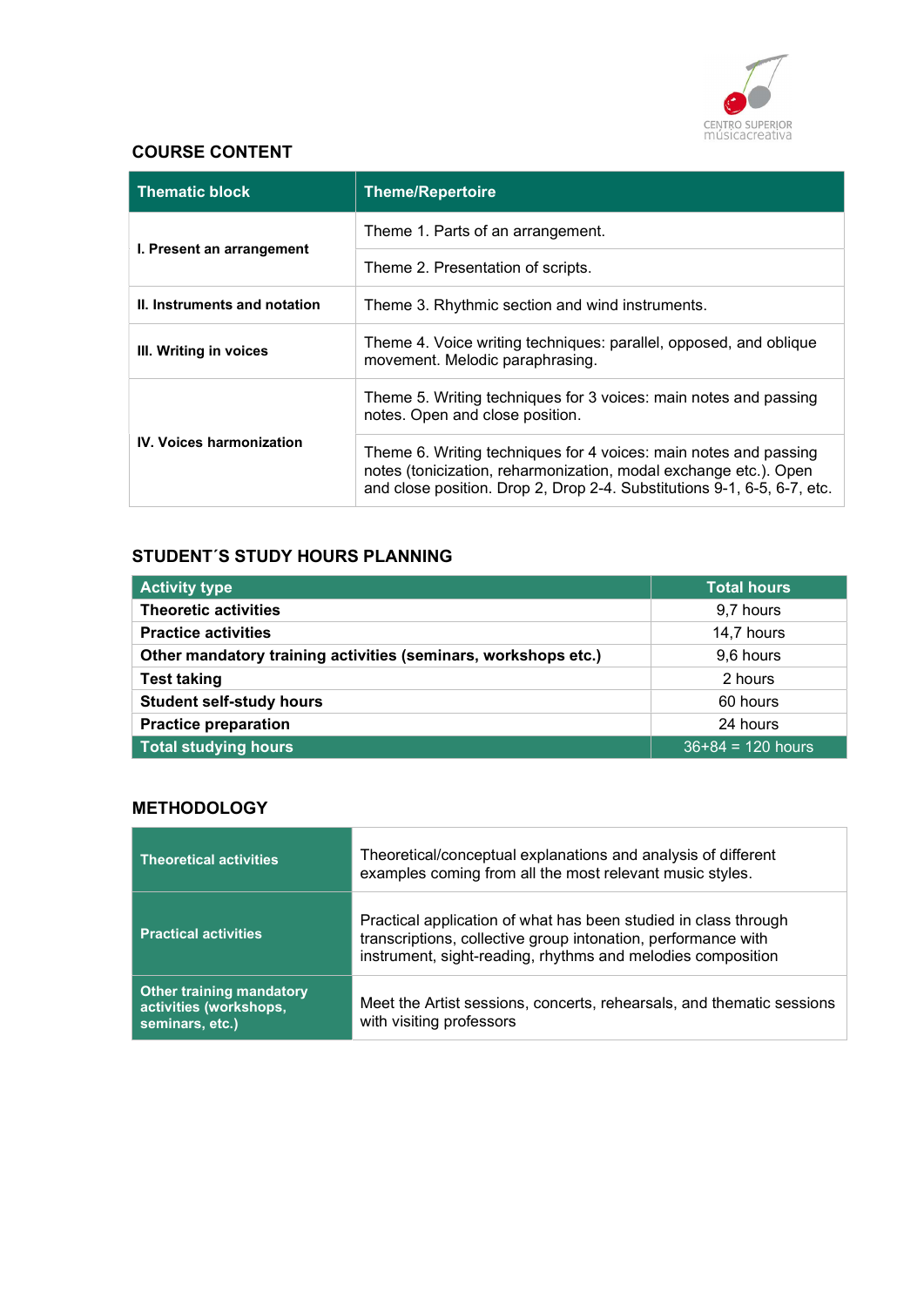## COURSE CONTENT

| Thematic block | Theme/Repertoire |
|---|---|
| **I. Present an arrangement** | Theme 1. Parts of an arrangement. |
| | Theme 2. Presentation of scripts. |
| **II. Instruments and notation** | Theme 3. Rhythmic section and wind instruments. |
| **III. Writing in voices** | Theme 4. Voice writing techniques: parallel, opposed, and oblique movement. Melodic paraphrasing. |
| **IV. Voices harmonization** | Theme 5. Writing techniques for 3 voices: main notes and passing notes. Open and close position. |
| | Theme 6. Writing techniques for 4 voices: main notes and passing notes (tonicization, reharmonization, modal exchange etc.). Open and close position. Drop 2, Drop 2-4. Substitutions 9-1, 6-5, 6-7, etc. |

## STUDENT´S STUDY HOURS PLANNING

| Activity type | Total hours |
|---|---|
| **Theoretic activities** | 9,7 hours |
| **Practice activities** | 14,7 hours |
| **Other mandatory training activities (seminars, workshops etc.)** | 9,6 hours |
| **Test taking** | 2 hours |
| **Student self-study hours** | 60 hours |
| **Practice preparation** | 24 hours |
| **Total studying hours** | 36+84 = 120 hours |

## METHODOLOGY

| | |
|---|---|
| **Theoretical activities** | Theoretical/conceptual explanations and analysis of different examples coming from all the most relevant music styles. |
| **Practical activities** | Practical application of what has been studied in class through transcriptions, collective group intonation, performance with instrument, sight-reading, rhythms and melodies composition |
| **Other training mandatory activities (workshops, seminars, etc.)** | Meet the Artist sessions, concerts, rehearsals, and thematic sessions with visiting professors |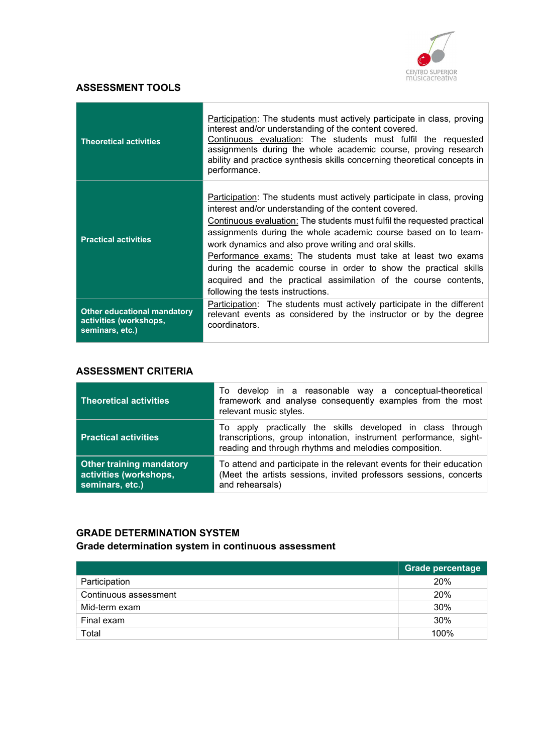## ASSESSMENT TOOLS

| | |
|---|---|
| **Theoretical activities** | Participation: The students must actively participate in class, proving interest and/or understanding of the content covered.<br>Continuous evaluation: The students must fulfil the requested assignments during the whole academic course, proving research ability and practice synthesis skills concerning theoretical concepts in performance. |
| **Practical activities** | Participation: The students must actively participate in class, proving interest and/or understanding of the content covered.<br>Continuous evaluation: The students must fulfil the requested practical assignments during the whole academic course based on to team-work dynamics and also prove writing and oral skills.<br>Performance exams: The students must take at least two exams during the academic course in order to show the practical skills acquired and the practical assimilation of the course contents, following the tests instructions. |
| **Other educational mandatory activities (workshops, seminars, etc.)** | Participation: The students must actively participate in the different relevant events as considered by the instructor or by the degree coordinators. |

## ASSESSMENT CRITERIA

| | |
|---|---|
| **Theoretical activities** | To develop in a reasonable way a conceptual-theoretical framework and analyse consequently examples from the most relevant music styles. |
| **Practical activities** | To apply practically the skills developed in class through transcriptions, group intonation, instrument performance, sight-reading and through rhythms and melodies composition. |
| **Other training mandatory activities (workshops, seminars, etc.)** | To attend and participate in the relevant events for their education (Meet the artists sessions, invited professors sessions, concerts and rehearsals) |

## GRADE DETERMINATION SYSTEM

### Grade determination system in continuous assessment

| | Grade percentage |
|---|---|
| Participation | 20% |
| Continuous assessment | 20% |
| Mid-term exam | 30% |
| Final exam | 30% |
| Total | 100% |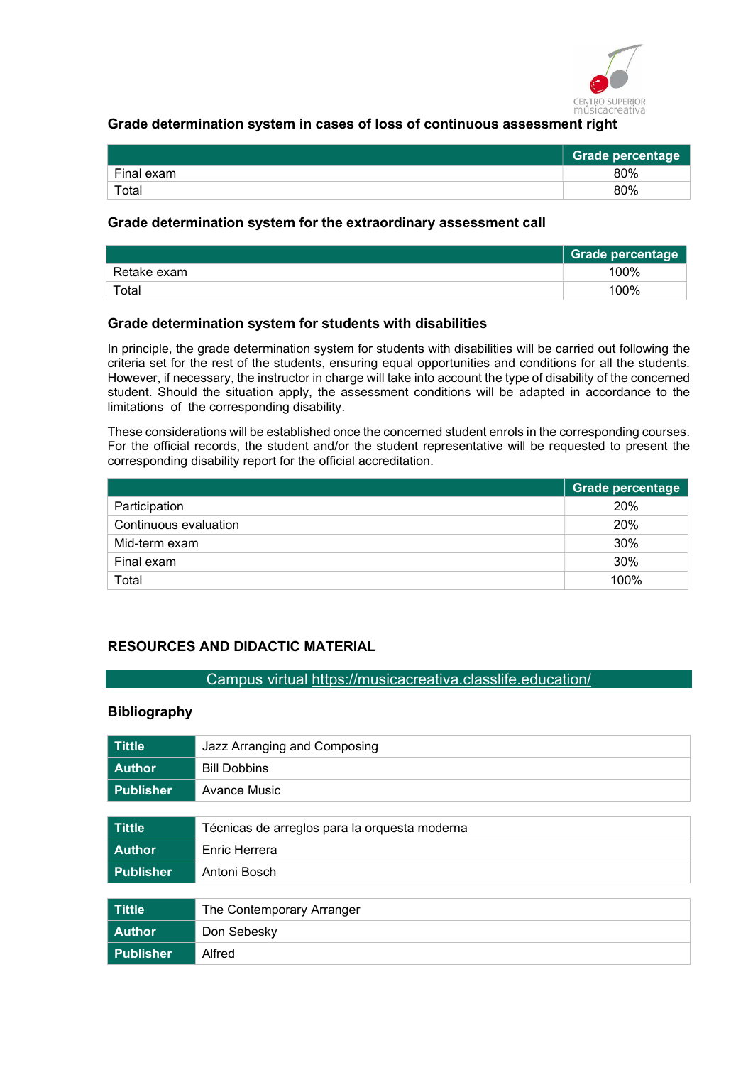### Grade determination system in cases of loss of continuous assessment right

| | Grade percentage |
|---|---|
| Final exam | 80% |
| Total | 80% |

### Grade determination system for the extraordinary assessment call

| | Grade percentage |
|---|---|
| Retake exam | 100% |
| Total | 100% |

### Grade determination system for students with disabilities

In principle, the grade determination system for students with disabilities will be carried out following the criteria set for the rest of the students, ensuring equal opportunities and conditions for all the students. However, if necessary, the instructor in charge will take into account the type of disability of the concerned student. Should the situation apply, the assessment conditions will be adapted in accordance to the limitations of the corresponding disability.

These considerations will be established once the concerned student enrols in the corresponding courses. For the official records, the student and/or the student representative will be requested to present the corresponding disability report for the official accreditation.

| | Grade percentage |
|---|---|
| Participation | 20% |
| Continuous evaluation | 20% |
| Mid-term exam | 30% |
| Final exam | 30% |
| Total | 100% |

## RESOURCES AND DIDACTIC MATERIAL

Campus virtual https://musicacreativa.classlife.education/

### Bibliography

| | |
|---|---|
| **Tittle** | Jazz Arranging and Composing |
| **Author** | Bill Dobbins |
| **Publisher** | Avance Music |

| | |
|---|---|
| **Tittle** | Técnicas de arreglos para la orquesta moderna |
| **Author** | Enric Herrera |
| **Publisher** | Antoni Bosch |

| | |
|---|---|
| **Tittle** | The Contemporary Arranger |
| **Author** | Don Sebesky |
| **Publisher** | Alfred |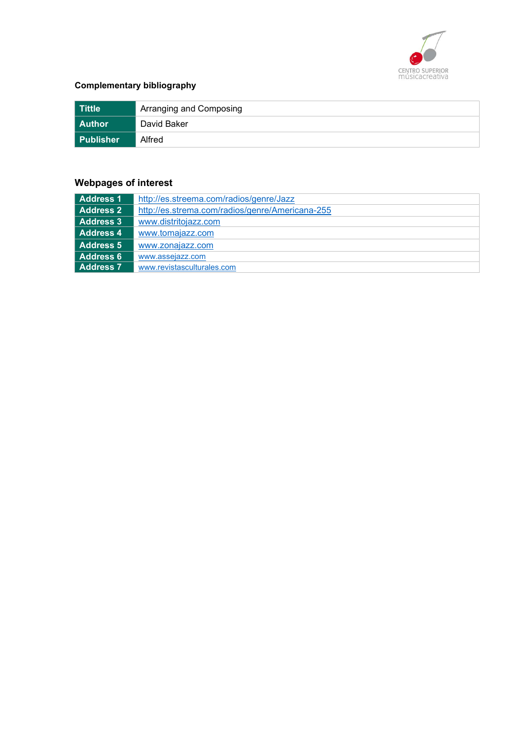## Complementary bibliography

| | |
|---|---|
| **Tittle** | Arranging and Composing |
| **Author** | David Baker |
| **Publisher** | Alfred |

## Webpages of interest

| | |
|---|---|
| **Address 1** | http://es.streema.com/radios/genre/Jazz |
| **Address 2** | http://es.strema.com/radios/genre/Americana-255 |
| **Address 3** | www.distritojazz.com |
| **Address 4** | www.tomajazz.com |
| **Address 5** | www.zonajazz.com |
| **Address 6** | www.assejazz.com |
| **Address 7** | www.revistasculturales.com |